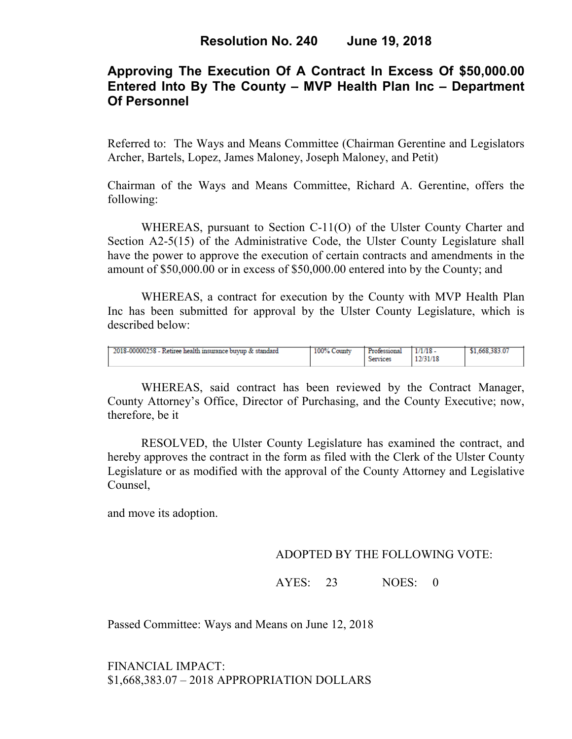# Resolution No. 240 June 19, 2018

## Approving The Execution Of A Contract In Excess Of $50,000.00 Entered Into By The County – MVP Health Plan Inc – Department Of Personnel

Referred to: The Ways and Means Committee (Chairman Gerentine and Legislators Archer, Bartels, Lopez, James Maloney, Joseph Maloney, and Petit)

Chairman of the Ways and Means Committee, Richard A. Gerentine, offers the following:

WHEREAS, pursuant to Section C-11(O) of the Ulster County Charter and Section A2-5(15) of the Administrative Code, the Ulster County Legislature shall have the power to approve the execution of certain contracts and amendments in the amount of $50,000.00 or in excess of $50,000.00 entered into by the County; and

WHEREAS, a contract for execution by the County with MVP Health Plan Inc has been submitted for approval by the Ulster County Legislature, which is described below:

| | | | | |
|---|---|---|---|---|
| 2018-00000258 - Retiree health insurance buyup & standard | 100% County | Professional Services | 1/1/18 - 12/31/18 | $1,668,383.07 |

WHEREAS, said contract has been reviewed by the Contract Manager, County Attorney's Office, Director of Purchasing, and the County Executive; now, therefore, be it

RESOLVED, the Ulster County Legislature has examined the contract, and hereby approves the contract in the form as filed with the Clerk of the Ulster County Legislature or as modified with the approval of the County Attorney and Legislative Counsel,

and move its adoption.

ADOPTED BY THE FOLLOWING VOTE:

AYES: 23 NOES: 0

Passed Committee: Ways and Means on June 12, 2018

FINANCIAL IMPACT:
$1,668,383.07 – 2018 APPROPRIATION DOLLARS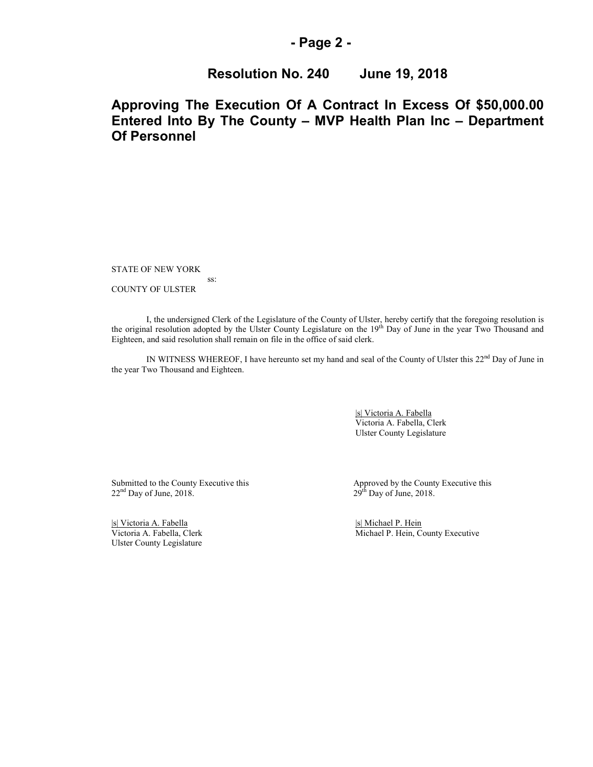## Resolution No. 240 June 19, 2018

# Approving The Execution Of A Contract In Excess Of $50,000.00 Entered Into By The County – MVP Health Plan Inc – Department Of Personnel

STATE OF NEW YORK
ss:
COUNTY OF ULSTER

I, the undersigned Clerk of the Legislature of the County of Ulster, hereby certify that the foregoing resolution is the original resolution adopted by the Ulster County Legislature on the 19th Day of June in the year Two Thousand and Eighteen, and said resolution shall remain on file in the office of said clerk.

IN WITNESS WHEREOF, I have hereunto set my hand and seal of the County of Ulster this 22nd Day of June in the year Two Thousand and Eighteen.

|s| Victoria A. Fabella
Victoria A. Fabella, Clerk
Ulster County Legislature

Submitted to the County Executive this 22nd Day of June, 2018.

|s| Victoria A. Fabella
Victoria A. Fabella, Clerk
Ulster County Legislature

Approved by the County Executive this 29th Day of June, 2018.

|s| Michael P. Hein
Michael P. Hein, County Executive